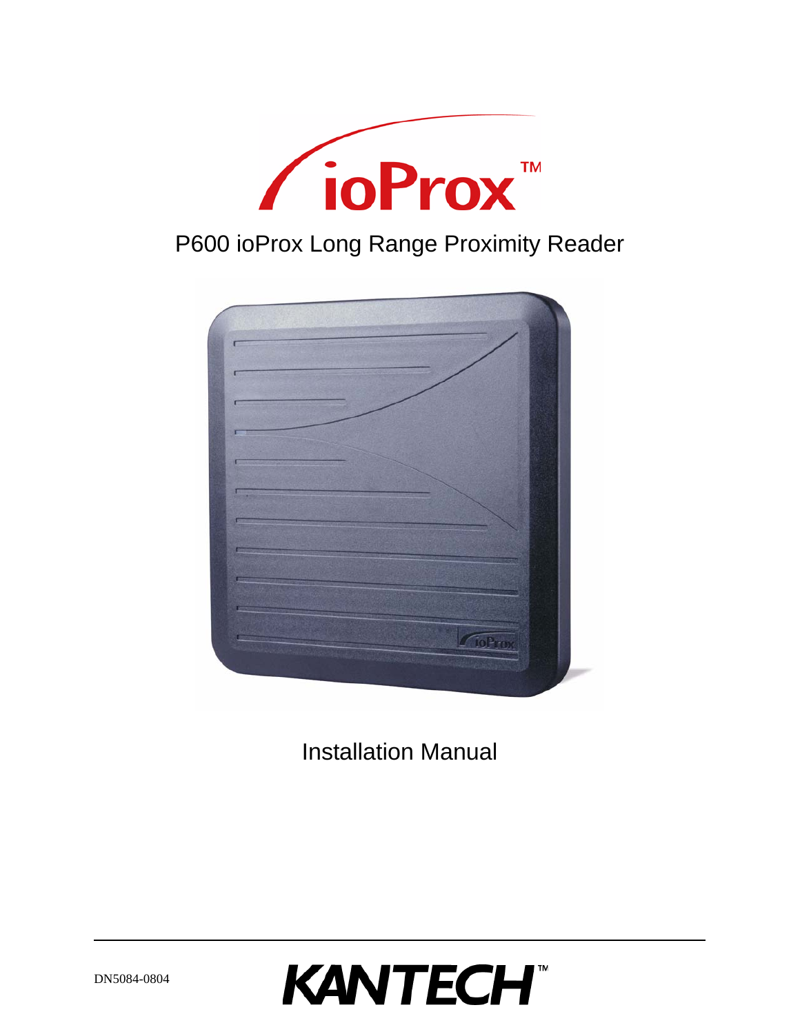ioProx™

# P600 ioProx Long Range Proximity Reader

Installation Manual

DN5084-0804

KANTECH™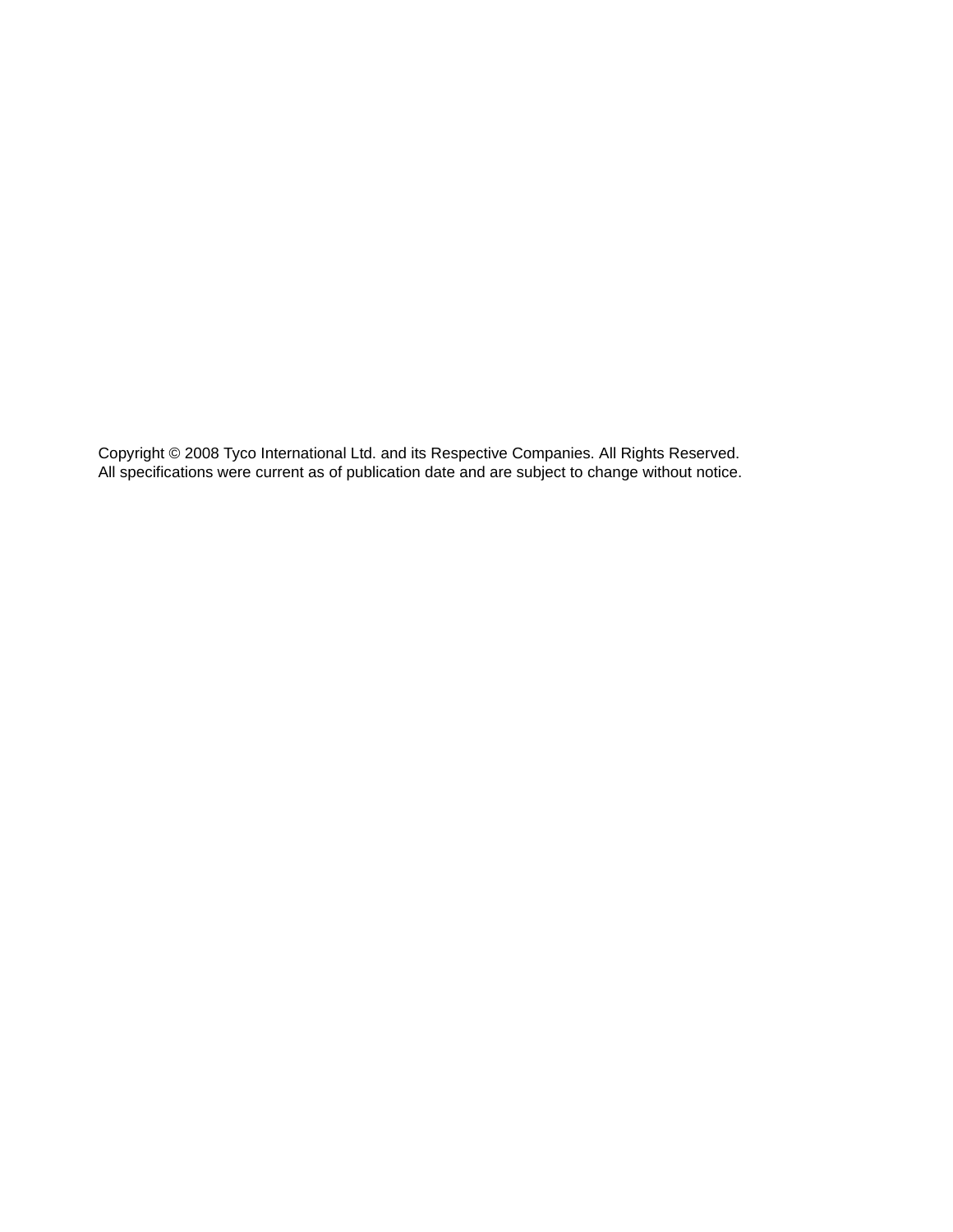Copyright © 2008 Tyco International Ltd. and its Respective Companies. All Rights Reserved.
All specifications were current as of publication date and are subject to change without notice.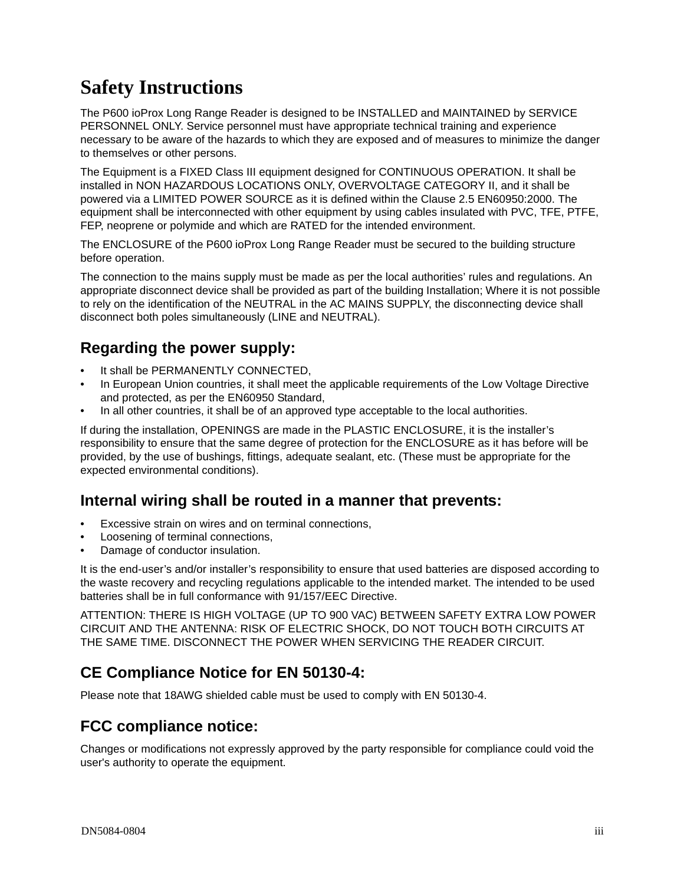# Safety Instructions

The P600 ioProx Long Range Reader is designed to be INSTALLED and MAINTAINED by SERVICE PERSONNEL ONLY. Service personnel must have appropriate technical training and experience necessary to be aware of the hazards to which they are exposed and of measures to minimize the danger to themselves or other persons.

The Equipment is a FIXED Class III equipment designed for CONTINUOUS OPERATION. It shall be installed in NON HAZARDOUS LOCATIONS ONLY, OVERVOLTAGE CATEGORY II, and it shall be powered via a LIMITED POWER SOURCE as it is defined within the Clause 2.5 EN60950:2000. The equipment shall be interconnected with other equipment by using cables insulated with PVC, TFE, PTFE, FEP, neoprene or polymide and which are RATED for the intended environment.

The ENCLOSURE of the P600 ioProx Long Range Reader must be secured to the building structure before operation.

The connection to the mains supply must be made as per the local authorities' rules and regulations. An appropriate disconnect device shall be provided as part of the building Installation; Where it is not possible to rely on the identification of the NEUTRAL in the AC MAINS SUPPLY, the disconnecting device shall disconnect both poles simultaneously (LINE and NEUTRAL).

## Regarding the power supply:

- It shall be PERMANENTLY CONNECTED,
- In European Union countries, it shall meet the applicable requirements of the Low Voltage Directive and protected, as per the EN60950 Standard,
- In all other countries, it shall be of an approved type acceptable to the local authorities.

If during the installation, OPENINGS are made in the PLASTIC ENCLOSURE, it is the installer's responsibility to ensure that the same degree of protection for the ENCLOSURE as it has before will be provided, by the use of bushings, fittings, adequate sealant, etc. (These must be appropriate for the expected environmental conditions).

## Internal wiring shall be routed in a manner that prevents:

- Excessive strain on wires and on terminal connections,
- Loosening of terminal connections,
- Damage of conductor insulation.

It is the end-user's and/or installer's responsibility to ensure that used batteries are disposed according to the waste recovery and recycling regulations applicable to the intended market. The intended to be used batteries shall be in full conformance with 91/157/EEC Directive.

ATTENTION: THERE IS HIGH VOLTAGE (UP TO 900 VAC) BETWEEN SAFETY EXTRA LOW POWER CIRCUIT AND THE ANTENNA: RISK OF ELECTRIC SHOCK, DO NOT TOUCH BOTH CIRCUITS AT THE SAME TIME. DISCONNECT THE POWER WHEN SERVICING THE READER CIRCUIT.

## CE Compliance Notice for EN 50130-4:

Please note that 18AWG shielded cable must be used to comply with EN 50130-4.

## FCC compliance notice:

Changes or modifications not expressly approved by the party responsible for compliance could void the user's authority to operate the equipment.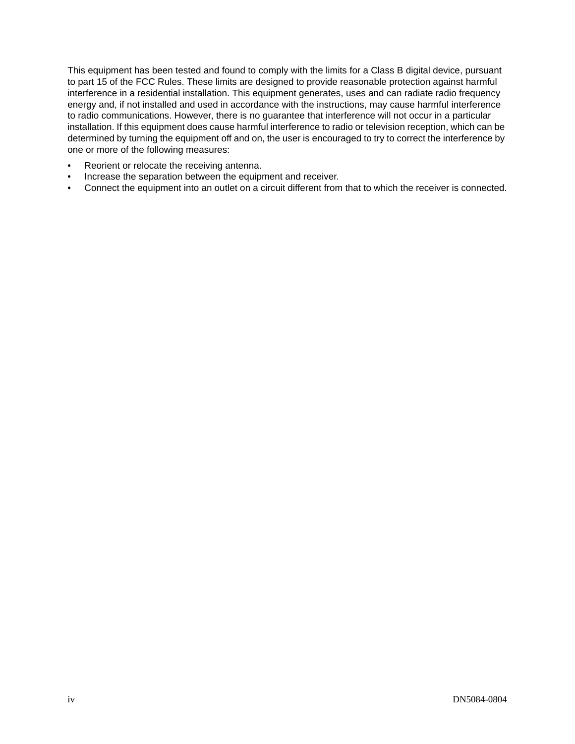This equipment has been tested and found to comply with the limits for a Class B digital device, pursuant to part 15 of the FCC Rules. These limits are designed to provide reasonable protection against harmful interference in a residential installation. This equipment generates, uses and can radiate radio frequency energy and, if not installed and used in accordance with the instructions, may cause harmful interference to radio communications. However, there is no guarantee that interference will not occur in a particular installation. If this equipment does cause harmful interference to radio or television reception, which can be determined by turning the equipment off and on, the user is encouraged to try to correct the interference by one or more of the following measures:

- Reorient or relocate the receiving antenna.
- Increase the separation between the equipment and receiver.
- Connect the equipment into an outlet on a circuit different from that to which the receiver is connected.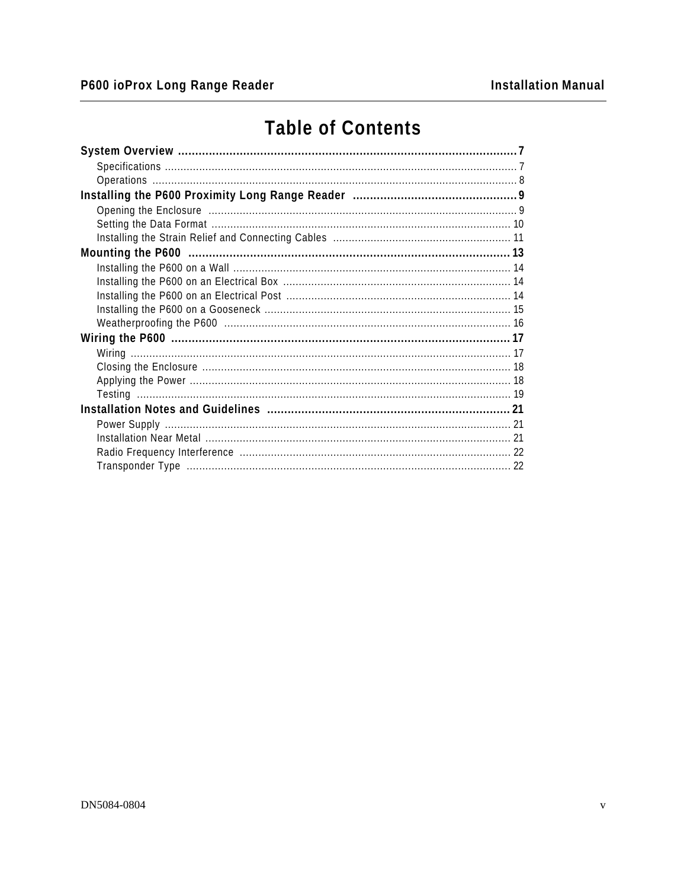# Table of Contents

**System Overview** .......... 7
- Specifications .......... 7
- Operations .......... 8

**Installing the P600 Proximity Long Range Reader** .......... 9
- Opening the Enclosure .......... 9
- Setting the Data Format .......... 10
- Installing the Strain Relief and Connecting Cables .......... 11

**Mounting the P600** .......... 13
- Installing the P600 on a Wall .......... 14
- Installing the P600 on an Electrical Box .......... 14
- Installing the P600 on an Electrical Post .......... 14
- Installing the P600 on a Gooseneck .......... 15
- Weatherproofing the P600 .......... 16

**Wiring the P600** .......... 17
- Wiring .......... 17
- Closing the Enclosure .......... 18
- Applying the Power .......... 18
- Testing .......... 19

**Installation Notes and Guidelines** .......... 21
- Power Supply .......... 21
- Installation Near Metal .......... 21
- Radio Frequency Interference .......... 22
- Transponder Type .......... 22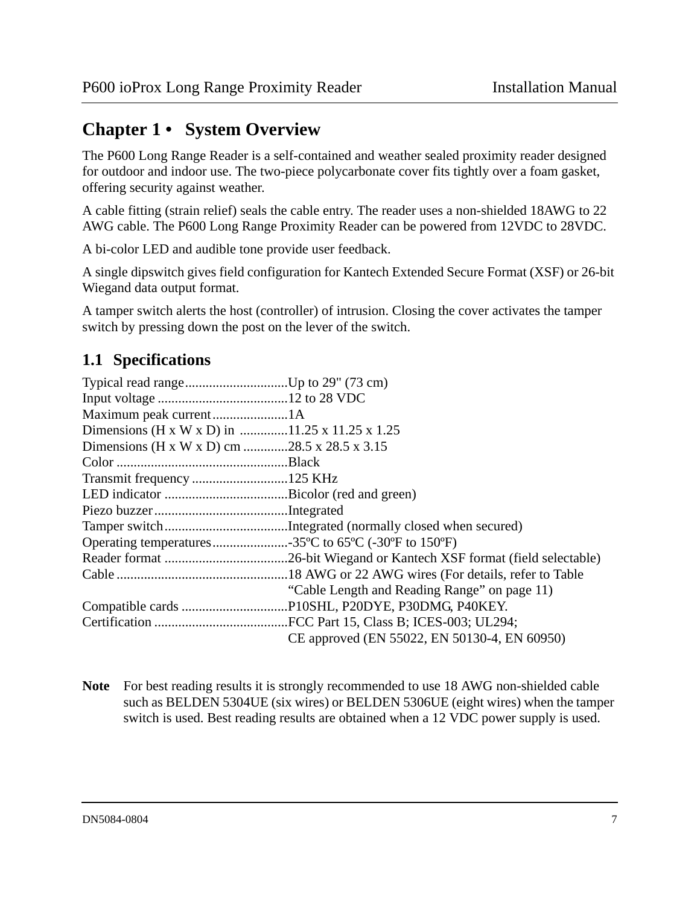# Chapter 1 • System Overview

The P600 Long Range Reader is a self-contained and weather sealed proximity reader designed for outdoor and indoor use. The two-piece polycarbonate cover fits tightly over a foam gasket, offering security against weather.

A cable fitting (strain relief) seals the cable entry. The reader uses a non-shielded 18AWG to 22 AWG cable. The P600 Long Range Proximity Reader can be powered from 12VDC to 28VDC.

A bi-color LED and audible tone provide user feedback.

A single dipswitch gives field configuration for Kantech Extended Secure Format (XSF) or 26-bit Wiegand data output format.

A tamper switch alerts the host (controller) of intrusion. Closing the cover activates the tamper switch by pressing down the post on the lever of the switch.

## 1.1 Specifications

Typical read range..............................Up to 29" (73 cm)
Input voltage ......................................12 to 28 VDC
Maximum peak current......................1A
Dimensions (H x W x D) in ..............11.25 x 11.25 x 1.25
Dimensions (H x W x D) cm .............28.5 x 28.5 x 3.15
Color ..................................................Black
Transmit frequency ............................125 KHz
LED indicator ....................................Bicolor (red and green)
Piezo buzzer.......................................Integrated
Tamper switch....................................Integrated (normally closed when secured)
Operating temperatures......................-35ºC to 65ºC (-30ºF to 150ºF)
Reader format ....................................26-bit Wiegand or Kantech XSF format (field selectable)
Cable ..................................................18 AWG or 22 AWG wires (For details, refer to Table "Cable Length and Reading Range" on page 11)
Compatible cards ...............................P10SHL, P20DYE, P30DMG, P40KEY.
Certification .......................................FCC Part 15, Class B; ICES-003; UL294; CE approved (EN 55022, EN 50130-4, EN 60950)

**Note** For best reading results it is strongly recommended to use 18 AWG non-shielded cable such as BELDEN 5304UE (six wires) or BELDEN 5306UE (eight wires) when the tamper switch is used. Best reading results are obtained when a 12 VDC power supply is used.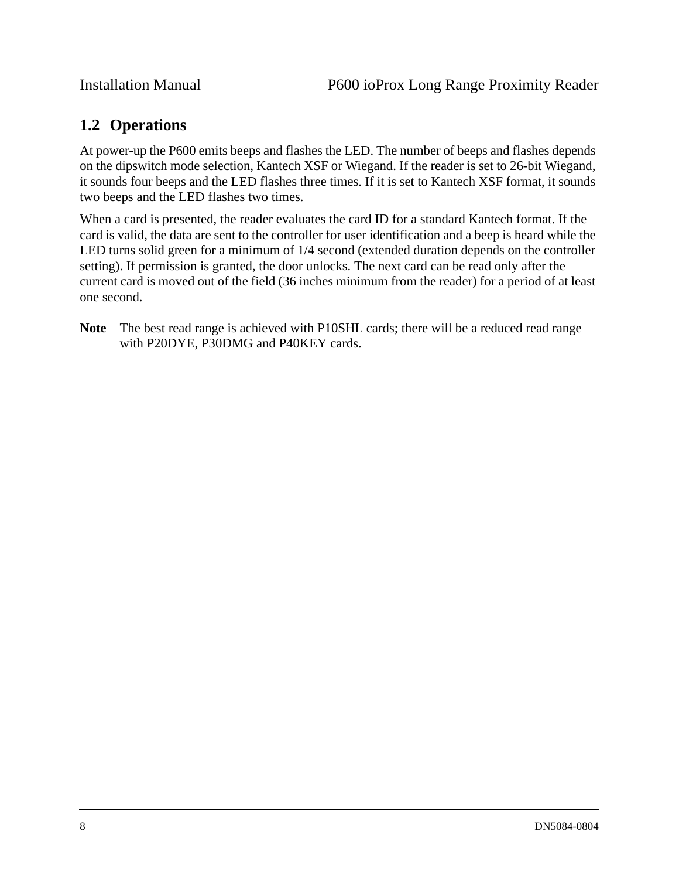## 1.2 Operations

At power-up the P600 emits beeps and flashes the LED. The number of beeps and flashes depends on the dipswitch mode selection, Kantech XSF or Wiegand. If the reader is set to 26-bit Wiegand, it sounds four beeps and the LED flashes three times. If it is set to Kantech XSF format, it sounds two beeps and the LED flashes two times.

When a card is presented, the reader evaluates the card ID for a standard Kantech format. If the card is valid, the data are sent to the controller for user identification and a beep is heard while the LED turns solid green for a minimum of 1/4 second (extended duration depends on the controller setting). If permission is granted, the door unlocks. The next card can be read only after the current card is moved out of the field (36 inches minimum from the reader) for a period of at least one second.

**Note** The best read range is achieved with P10SHL cards; there will be a reduced read range with P20DYE, P30DMG and P40KEY cards.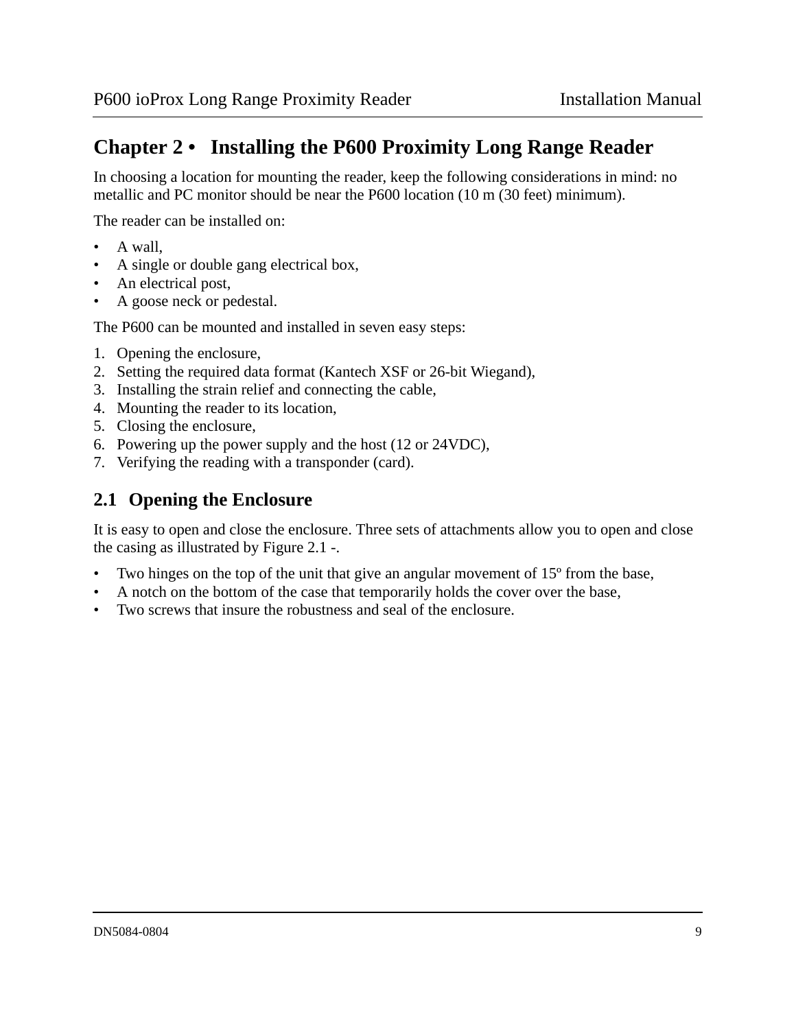# Chapter 2 • Installing the P600 Proximity Long Range Reader

In choosing a location for mounting the reader, keep the following considerations in mind: no metallic and PC monitor should be near the P600 location (10 m (30 feet) minimum).

The reader can be installed on:

- A wall,
- A single or double gang electrical box,
- An electrical post,
- A goose neck or pedestal.

The P600 can be mounted and installed in seven easy steps:

1. Opening the enclosure,
2. Setting the required data format (Kantech XSF or 26-bit Wiegand),
3. Installing the strain relief and connecting the cable,
4. Mounting the reader to its location,
5. Closing the enclosure,
6. Powering up the power supply and the host (12 or 24VDC),
7. Verifying the reading with a transponder (card).

## 2.1 Opening the Enclosure

It is easy to open and close the enclosure. Three sets of attachments allow you to open and close the casing as illustrated by Figure 2.1 -.

- Two hinges on the top of the unit that give an angular movement of 15º from the base,
- A notch on the bottom of the case that temporarily holds the cover over the base,
- Two screws that insure the robustness and seal of the enclosure.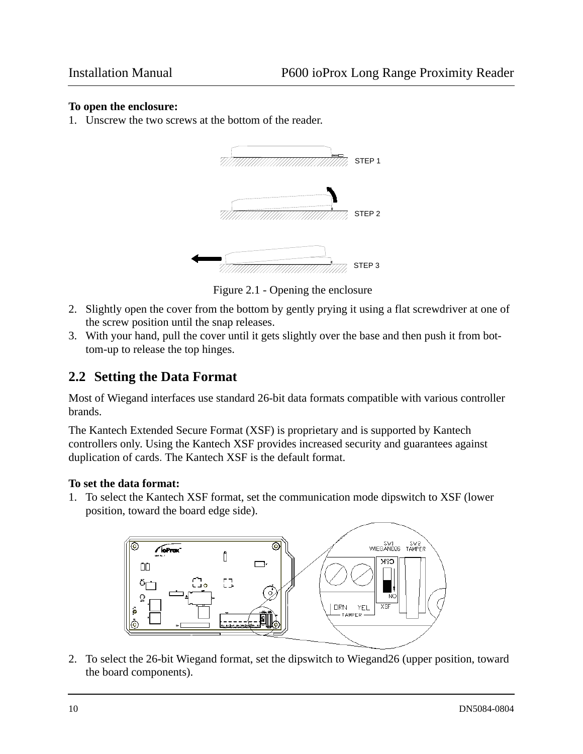**To open the enclosure:**

1. Unscrew the two screws at the bottom of the reader.

Figure 2.1 - Opening the enclosure

2. Slightly open the cover from the bottom by gently prying it using a flat screwdriver at one of the screw position until the snap releases.
3. With your hand, pull the cover until it gets slightly over the base and then push it from bottom-up to release the top hinges.

## 2.2 Setting the Data Format

Most of Wiegand interfaces use standard 26-bit data formats compatible with various controller brands.

The Kantech Extended Secure Format (XSF) is proprietary and is supported by Kantech controllers only. Using the Kantech XSF provides increased security and guarantees against duplication of cards. The Kantech XSF is the default format.

**To set the data format:**

1. To select the Kantech XSF format, set the communication mode dipswitch to XSF (lower position, toward the board edge side).

2. To select the 26-bit Wiegand format, set the dipswitch to Wiegand26 (upper position, toward the board components).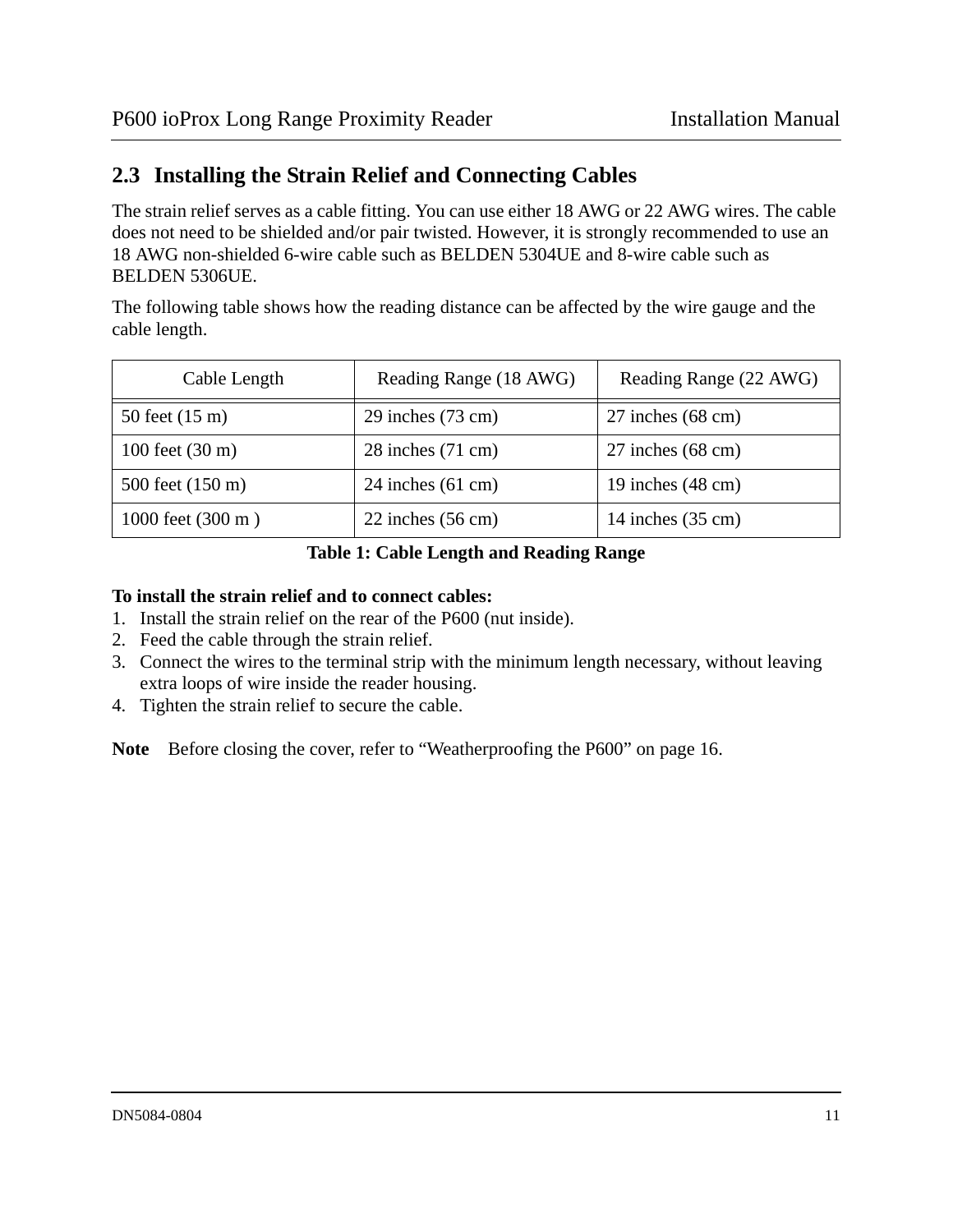## 2.3 Installing the Strain Relief and Connecting Cables

The strain relief serves as a cable fitting. You can use either 18 AWG or 22 AWG wires. The cable does not need to be shielded and/or pair twisted. However, it is strongly recommended to use an 18 AWG non-shielded 6-wire cable such as BELDEN 5304UE and 8-wire cable such as BELDEN 5306UE.

The following table shows how the reading distance can be affected by the wire gauge and the cable length.

| Cable Length | Reading Range (18 AWG) | Reading Range (22 AWG) |
|---|---|---|
| 50 feet (15 m) | 29 inches (73 cm) | 27 inches (68 cm) |
| 100 feet (30 m) | 28 inches (71 cm) | 27 inches (68 cm) |
| 500 feet (150 m) | 24 inches (61 cm) | 19 inches (48 cm) |
| 1000 feet (300 m ) | 22 inches (56 cm) | 14 inches (35 cm) |

**Table 1: Cable Length and Reading Range**

**To install the strain relief and to connect cables:**

1. Install the strain relief on the rear of the P600 (nut inside).
2. Feed the cable through the strain relief.
3. Connect the wires to the terminal strip with the minimum length necessary, without leaving extra loops of wire inside the reader housing.
4. Tighten the strain relief to secure the cable.

**Note** Before closing the cover, refer to “Weatherproofing the P600” on page 16.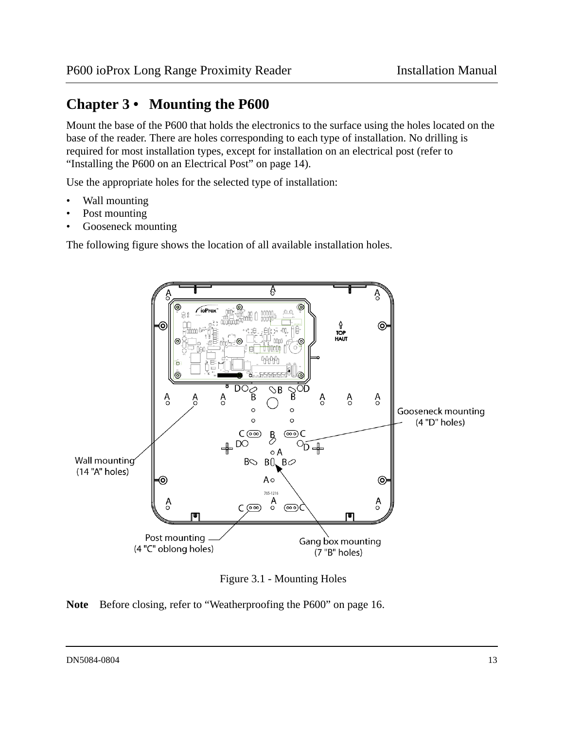# Chapter 3 • Mounting the P600

Mount the base of the P600 that holds the electronics to the surface using the holes located on the base of the reader. There are holes corresponding to each type of installation. No drilling is required for most installation types, except for installation on an electrical post (refer to “Installing the P600 on an Electrical Post” on page 14).

Use the appropriate holes for the selected type of installation:

- Wall mounting
- Post mounting
- Gooseneck mounting

The following figure shows the location of all available installation holes.

Figure 3.1 - Mounting Holes

**Note** Before closing, refer to “Weatherproofing the P600” on page 16.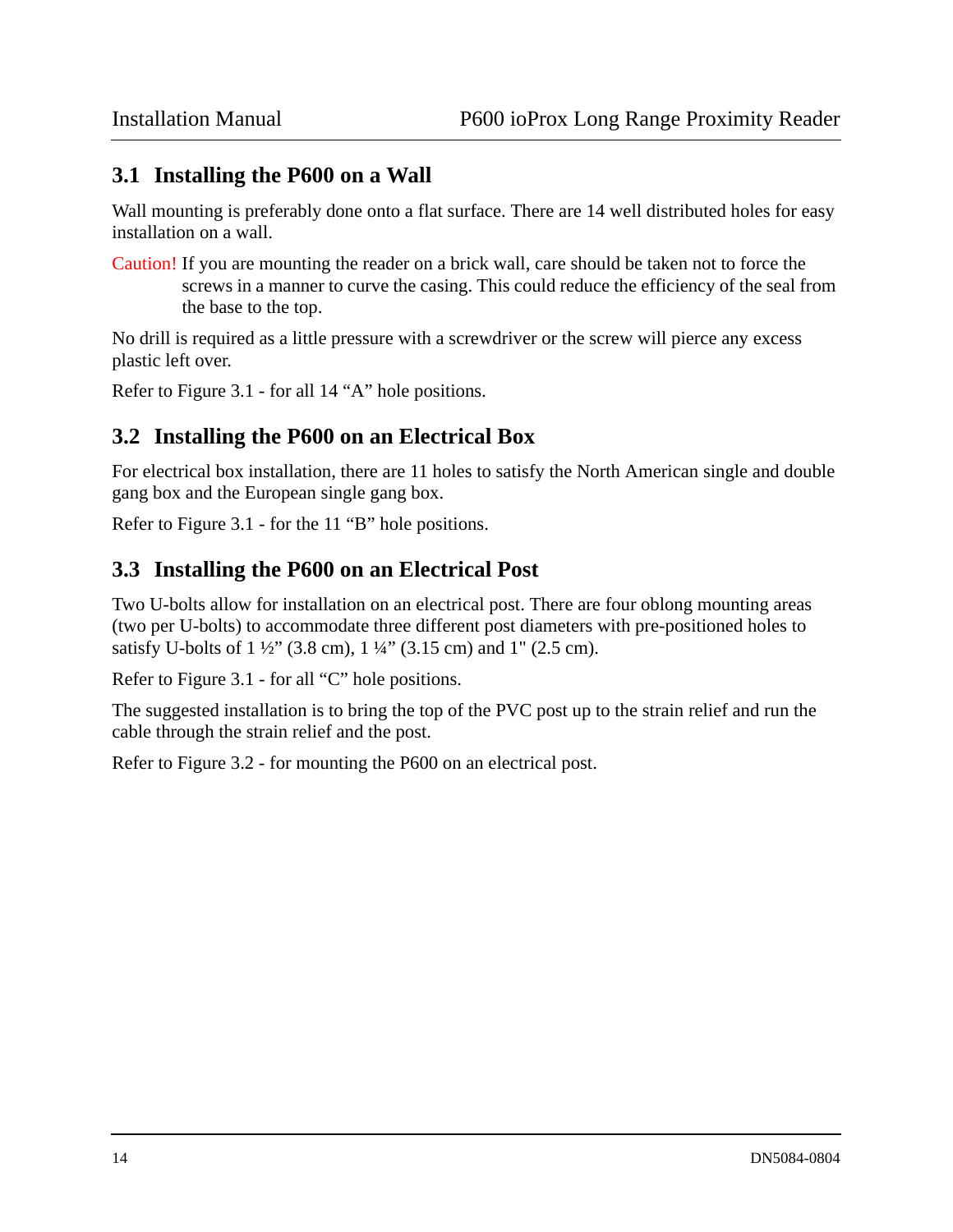## 3.1 Installing the P600 on a Wall

Wall mounting is preferably done onto a flat surface. There are 14 well distributed holes for easy installation on a wall.

Caution! If you are mounting the reader on a brick wall, care should be taken not to force the screws in a manner to curve the casing. This could reduce the efficiency of the seal from the base to the top.

No drill is required as a little pressure with a screwdriver or the screw will pierce any excess plastic left over.

Refer to Figure 3.1 - for all 14 “A” hole positions.

## 3.2 Installing the P600 on an Electrical Box

For electrical box installation, there are 11 holes to satisfy the North American single and double gang box and the European single gang box.

Refer to Figure 3.1 - for the 11 “B” hole positions.

## 3.3 Installing the P600 on an Electrical Post

Two U-bolts allow for installation on an electrical post. There are four oblong mounting areas (two per U-bolts) to accommodate three different post diameters with pre-positioned holes to satisfy U-bolts of 1 ½” (3.8 cm), 1 ¼” (3.15 cm) and 1" (2.5 cm).

Refer to Figure 3.1 - for all “C” hole positions.

The suggested installation is to bring the top of the PVC post up to the strain relief and run the cable through the strain relief and the post.

Refer to Figure 3.2 - for mounting the P600 on an electrical post.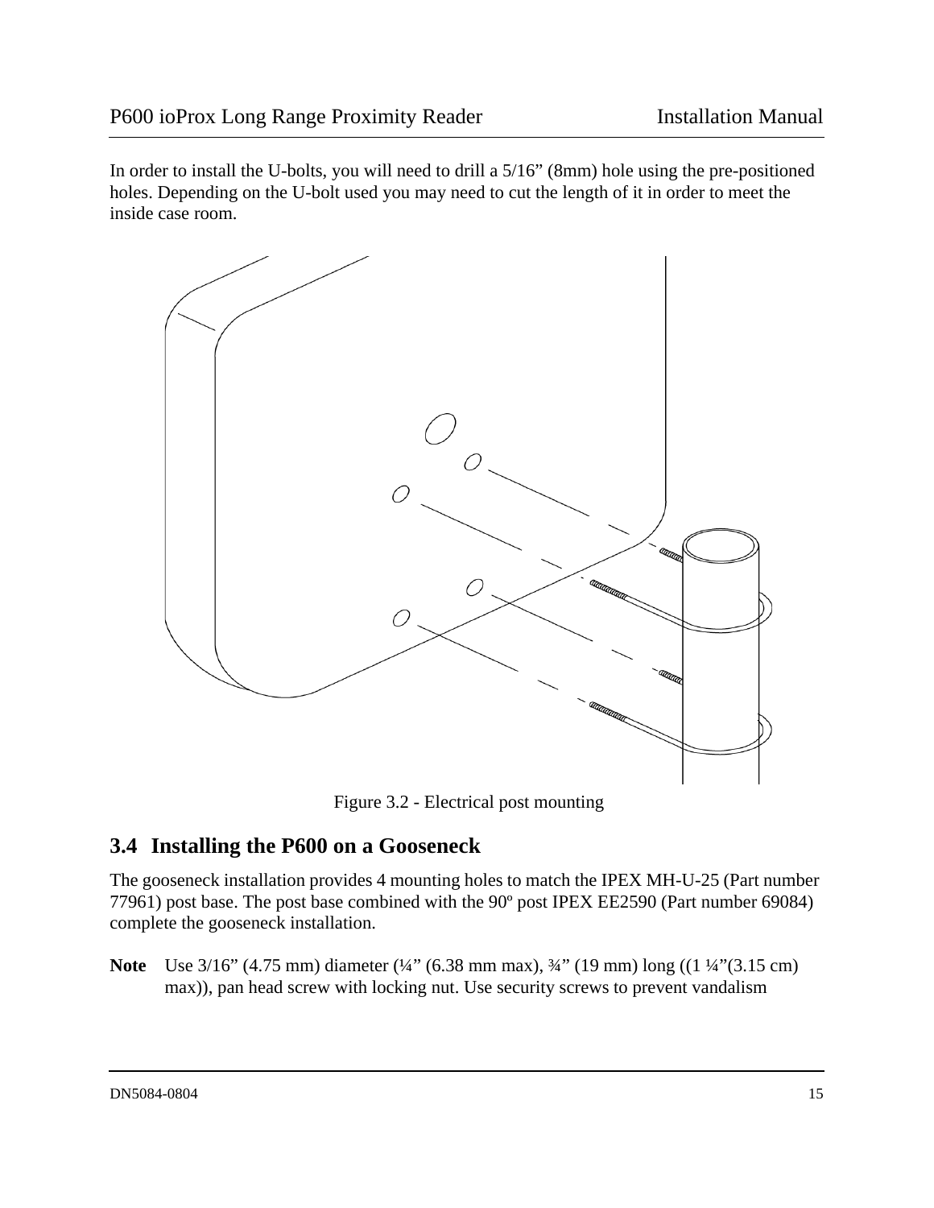In order to install the U-bolts, you will need to drill a 5/16" (8mm) hole using the pre-positioned holes. Depending on the U-bolt used you may need to cut the length of it in order to meet the inside case room.

Figure 3.2 - Electrical post mounting

## 3.4 Installing the P600 on a Gooseneck

The gooseneck installation provides 4 mounting holes to match the IPEX MH-U-25 (Part number 77961) post base. The post base combined with the 90º post IPEX EE2590 (Part number 69084) complete the gooseneck installation.

**Note** Use 3/16" (4.75 mm) diameter (¼" (6.38 mm max), ¾" (19 mm) long ((1 ¼"(3.15 cm) max)), pan head screw with locking nut. Use security screws to prevent vandalism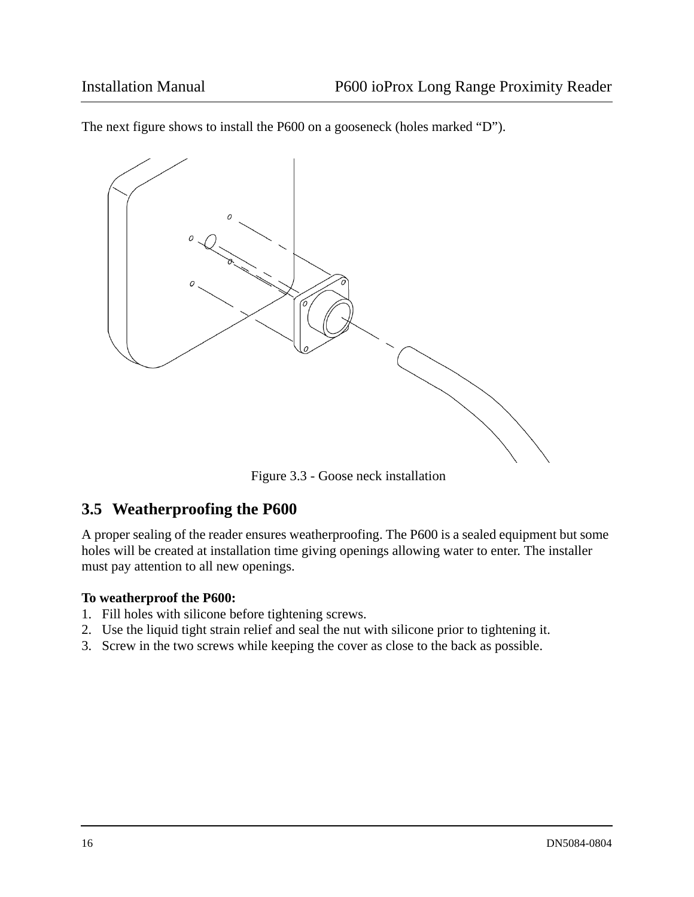The next figure shows to install the P600 on a gooseneck (holes marked "D").

Figure 3.3 - Goose neck installation

## 3.5 Weatherproofing the P600

A proper sealing of the reader ensures weatherproofing. The P600 is a sealed equipment but some holes will be created at installation time giving openings allowing water to enter. The installer must pay attention to all new openings.

**To weatherproof the P600:**

1. Fill holes with silicone before tightening screws.
2. Use the liquid tight strain relief and seal the nut with silicone prior to tightening it.
3. Screw in the two screws while keeping the cover as close to the back as possible.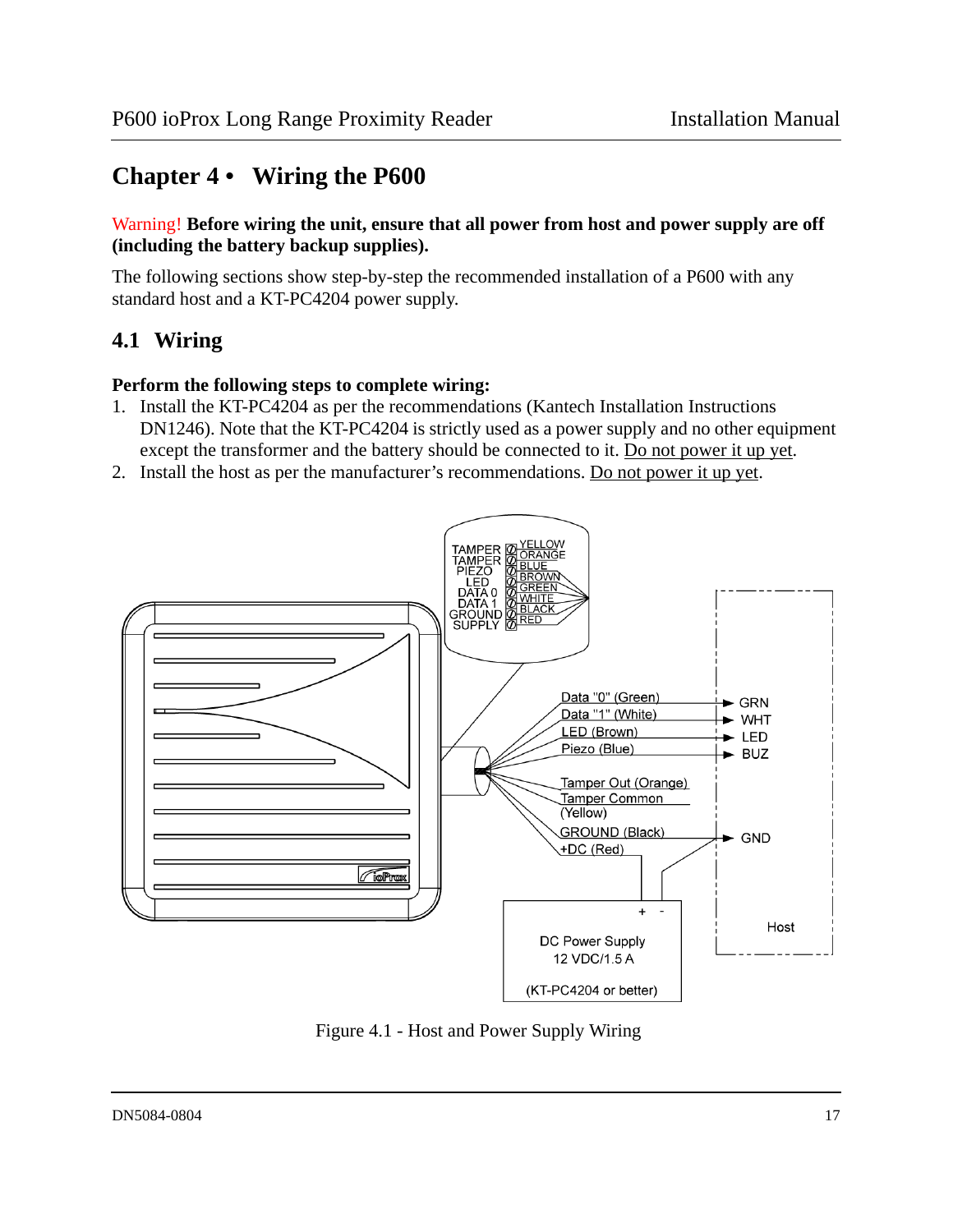# Chapter 4 • Wiring the P600

Warning! **Before wiring the unit, ensure that all power from host and power supply are off (including the battery backup supplies).**

The following sections show step-by-step the recommended installation of a P600 with any standard host and a KT-PC4204 power supply.

## 4.1 Wiring

**Perform the following steps to complete wiring:**

1. Install the KT-PC4204 as per the recommendations (Kantech Installation Instructions DN1246). Note that the KT-PC4204 is strictly used as a power supply and no other equipment except the transformer and the battery should be connected to it. Do not power it up yet.
2. Install the host as per the manufacturer's recommendations. Do not power it up yet.

Figure 4.1 - Host and Power Supply Wiring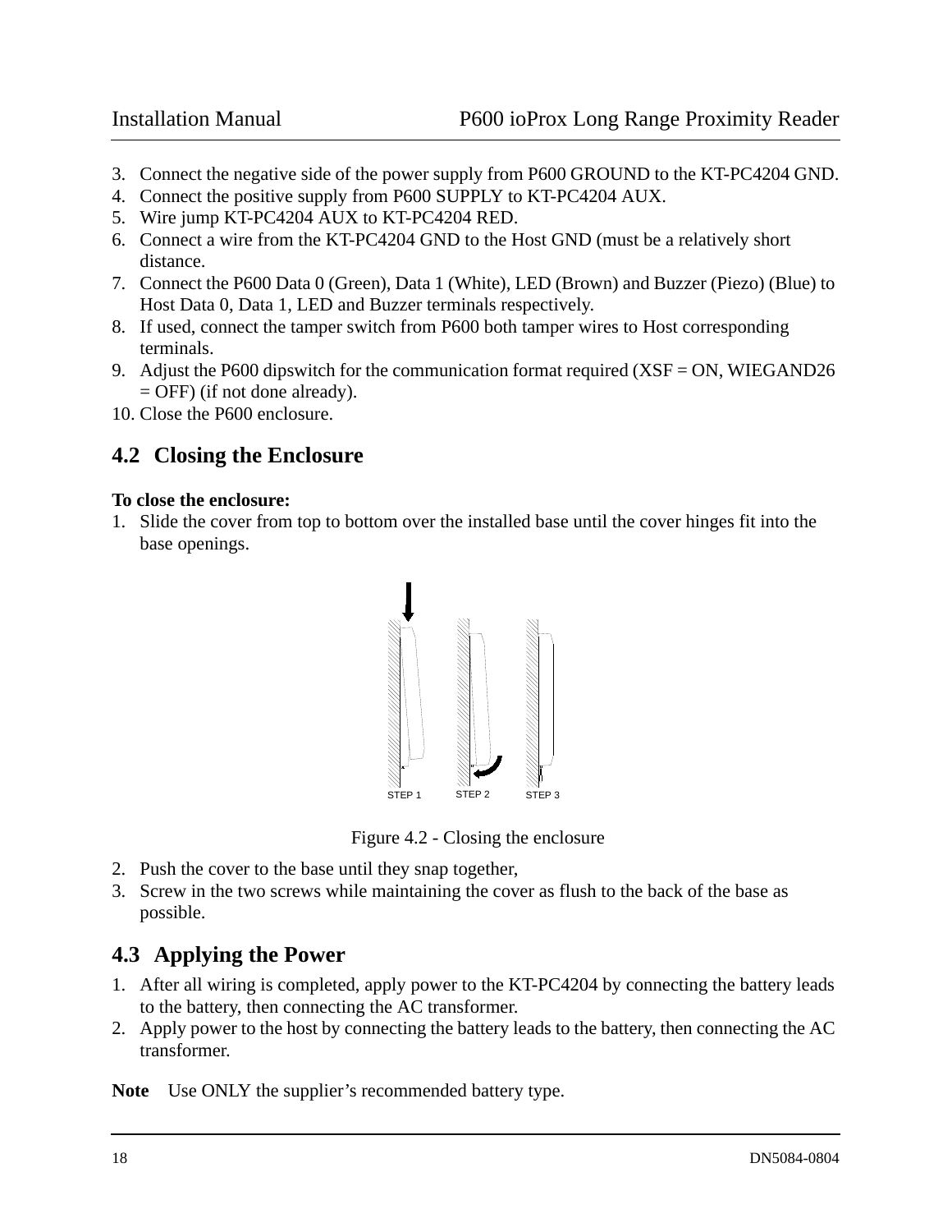3. Connect the negative side of the power supply from P600 GROUND to the KT-PC4204 GND.
4. Connect the positive supply from P600 SUPPLY to KT-PC4204 AUX.
5. Wire jump KT-PC4204 AUX to KT-PC4204 RED.
6. Connect a wire from the KT-PC4204 GND to the Host GND (must be a relatively short distance.
7. Connect the P600 Data 0 (Green), Data 1 (White), LED (Brown) and Buzzer (Piezo) (Blue) to Host Data 0, Data 1, LED and Buzzer terminals respectively.
8. If used, connect the tamper switch from P600 both tamper wires to Host corresponding terminals.
9. Adjust the P600 dipswitch for the communication format required (XSF = ON, WIEGAND26 = OFF) (if not done already).
10. Close the P600 enclosure.

## 4.2 Closing the Enclosure

**To close the enclosure:**

1. Slide the cover from top to bottom over the installed base until the cover hinges fit into the base openings.

STEP 1 STEP 2 STEP 3

Figure 4.2 - Closing the enclosure

2. Push the cover to the base until they snap together,
3. Screw in the two screws while maintaining the cover as flush to the back of the base as possible.

## 4.3 Applying the Power

1. After all wiring is completed, apply power to the KT-PC4204 by connecting the battery leads to the battery, then connecting the AC transformer.
2. Apply power to the host by connecting the battery leads to the battery, then connecting the AC transformer.

**Note** Use ONLY the supplier's recommended battery type.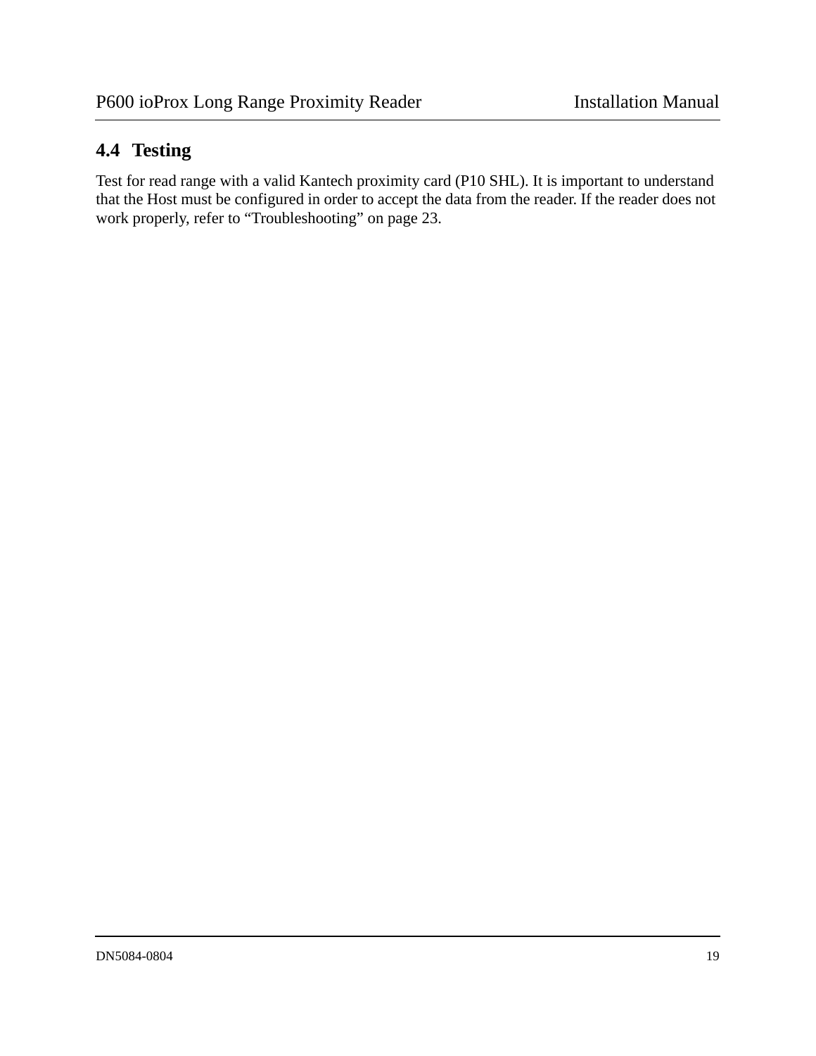## 4.4 Testing

Test for read range with a valid Kantech proximity card (P10 SHL). It is important to understand that the Host must be configured in order to accept the data from the reader. If the reader does not work properly, refer to “Troubleshooting” on page 23.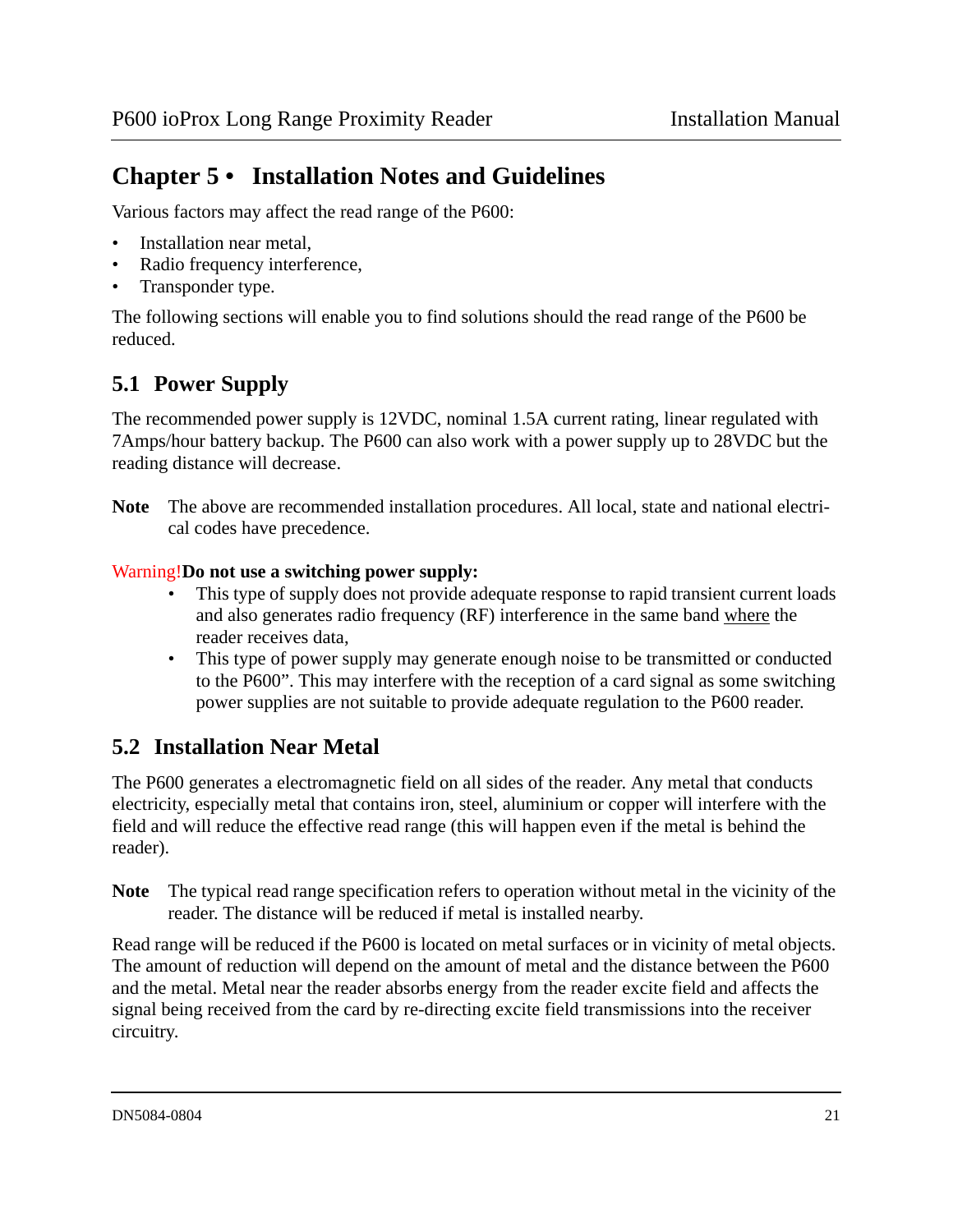# Chapter 5 • Installation Notes and Guidelines

Various factors may affect the read range of the P600:

- Installation near metal,
- Radio frequency interference,
- Transponder type.

The following sections will enable you to find solutions should the read range of the P600 be reduced.

## 5.1 Power Supply

The recommended power supply is 12VDC, nominal 1.5A current rating, linear regulated with 7Amps/hour battery backup. The P600 can also work with a power supply up to 28VDC but the reading distance will decrease.

**Note** The above are recommended installation procedures. All local, state and national electrical codes have precedence.

Warning!**Do not use a switching power supply:**

- This type of supply does not provide adequate response to rapid transient current loads and also generates radio frequency (RF) interference in the same band where the reader receives data,
- This type of power supply may generate enough noise to be transmitted or conducted to the P600". This may interfere with the reception of a card signal as some switching power supplies are not suitable to provide adequate regulation to the P600 reader.

## 5.2 Installation Near Metal

The P600 generates a electromagnetic field on all sides of the reader. Any metal that conducts electricity, especially metal that contains iron, steel, aluminium or copper will interfere with the field and will reduce the effective read range (this will happen even if the metal is behind the reader).

**Note** The typical read range specification refers to operation without metal in the vicinity of the reader. The distance will be reduced if metal is installed nearby.

Read range will be reduced if the P600 is located on metal surfaces or in vicinity of metal objects. The amount of reduction will depend on the amount of metal and the distance between the P600 and the metal. Metal near the reader absorbs energy from the reader excite field and affects the signal being received from the card by re-directing excite field transmissions into the receiver circuitry.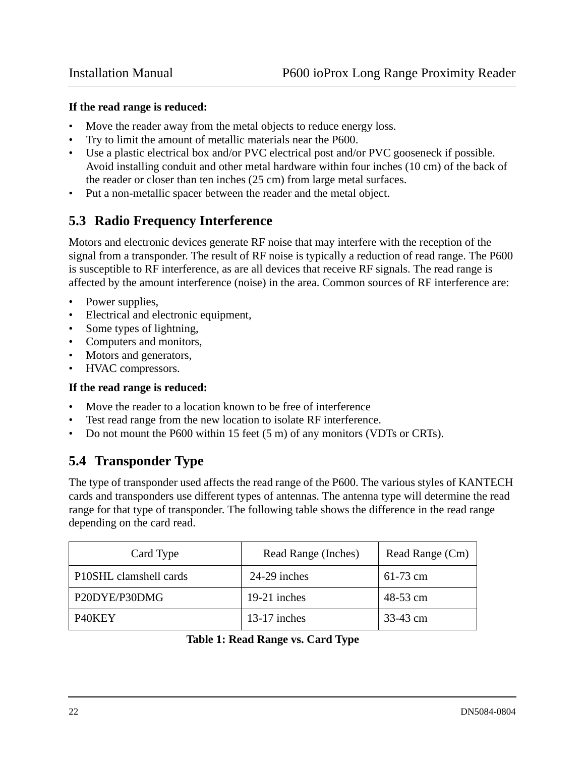**If the read range is reduced:**

- Move the reader away from the metal objects to reduce energy loss.
- Try to limit the amount of metallic materials near the P600.
- Use a plastic electrical box and/or PVC electrical post and/or PVC gooseneck if possible. Avoid installing conduit and other metal hardware within four inches (10 cm) of the back of the reader or closer than ten inches (25 cm) from large metal surfaces.
- Put a non-metallic spacer between the reader and the metal object.

## 5.3 Radio Frequency Interference

Motors and electronic devices generate RF noise that may interfere with the reception of the signal from a transponder. The result of RF noise is typically a reduction of read range. The P600 is susceptible to RF interference, as are all devices that receive RF signals. The read range is affected by the amount interference (noise) in the area. Common sources of RF interference are:

- Power supplies,
- Electrical and electronic equipment,
- Some types of lightning,
- Computers and monitors,
- Motors and generators,
- HVAC compressors.

**If the read range is reduced:**

- Move the reader to a location known to be free of interference
- Test read range from the new location to isolate RF interference.
- Do not mount the P600 within 15 feet (5 m) of any monitors (VDTs or CRTs).

## 5.4 Transponder Type

The type of transponder used affects the read range of the P600. The various styles of KANTECH cards and transponders use different types of antennas. The antenna type will determine the read range for that type of transponder. The following table shows the difference in the read range depending on the card read.

| Card Type | Read Range (Inches) | Read Range (Cm) |
|---|---|---|
| P10SHL clamshell cards | 24-29 inches | 61-73 cm |
| P20DYE/P30DMG | 19-21 inches | 48-53 cm |
| P40KEY | 13-17 inches | 33-43 cm |

**Table 1: Read Range vs. Card Type**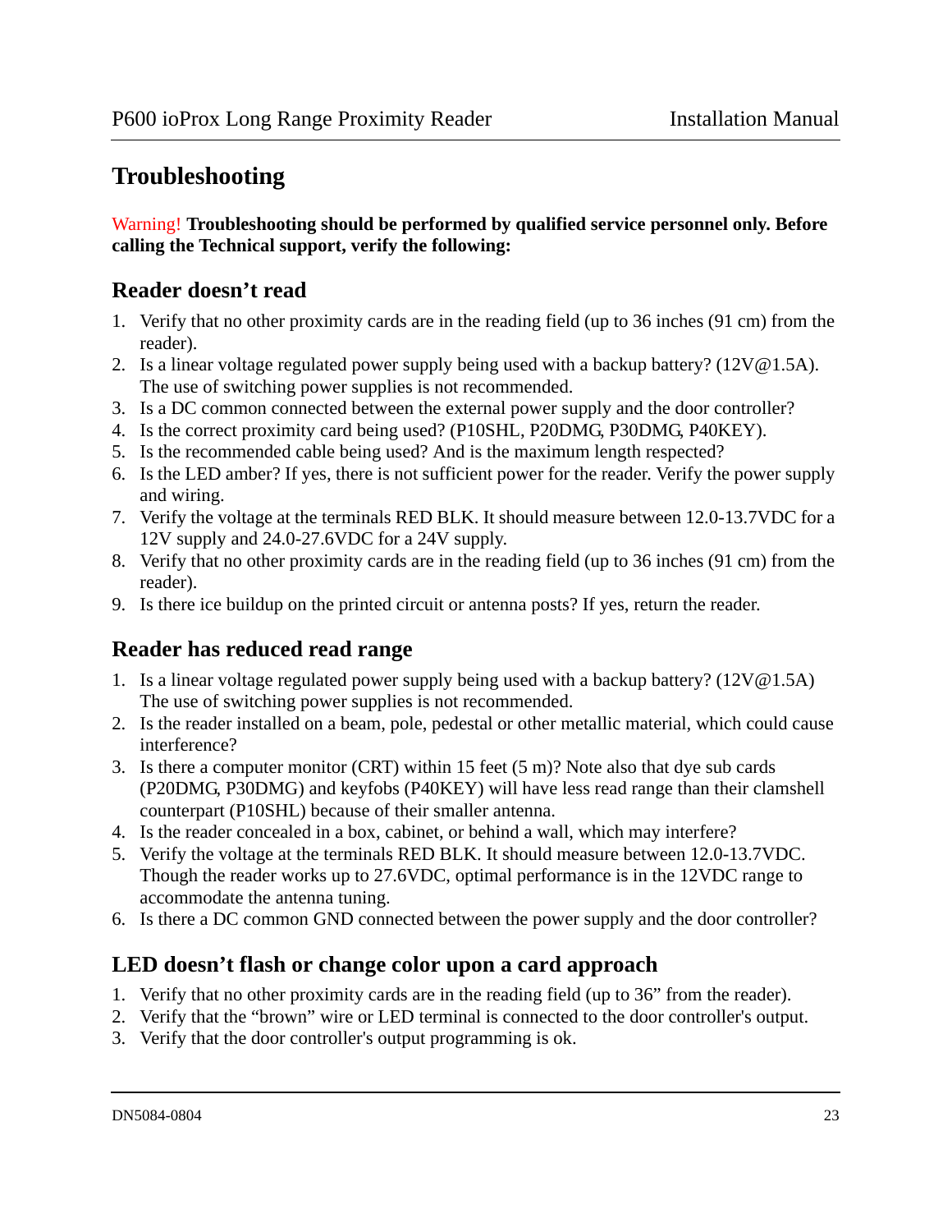# Troubleshooting

Warning! **Troubleshooting should be performed by qualified service personnel only. Before calling the Technical support, verify the following:**

## Reader doesn't read

1. Verify that no other proximity cards are in the reading field (up to 36 inches (91 cm) from the reader).
2. Is a linear voltage regulated power supply being used with a backup battery? (12V@1.5A). The use of switching power supplies is not recommended.
3. Is a DC common connected between the external power supply and the door controller?
4. Is the correct proximity card being used? (P10SHL, P20DMG, P30DMG, P40KEY).
5. Is the recommended cable being used? And is the maximum length respected?
6. Is the LED amber? If yes, there is not sufficient power for the reader. Verify the power supply and wiring.
7. Verify the voltage at the terminals RED BLK. It should measure between 12.0-13.7VDC for a 12V supply and 24.0-27.6VDC for a 24V supply.
8. Verify that no other proximity cards are in the reading field (up to 36 inches (91 cm) from the reader).
9. Is there ice buildup on the printed circuit or antenna posts? If yes, return the reader.

## Reader has reduced read range

1. Is a linear voltage regulated power supply being used with a backup battery? (12V@1.5A) The use of switching power supplies is not recommended.
2. Is the reader installed on a beam, pole, pedestal or other metallic material, which could cause interference?
3. Is there a computer monitor (CRT) within 15 feet (5 m)? Note also that dye sub cards (P20DMG, P30DMG) and keyfobs (P40KEY) will have less read range than their clamshell counterpart (P10SHL) because of their smaller antenna.
4. Is the reader concealed in a box, cabinet, or behind a wall, which may interfere?
5. Verify the voltage at the terminals RED BLK. It should measure between 12.0-13.7VDC. Though the reader works up to 27.6VDC, optimal performance is in the 12VDC range to accommodate the antenna tuning.
6. Is there a DC common GND connected between the power supply and the door controller?

## LED doesn't flash or change color upon a card approach

1. Verify that no other proximity cards are in the reading field (up to 36" from the reader).
2. Verify that the "brown" wire or LED terminal is connected to the door controller's output.
3. Verify that the door controller's output programming is ok.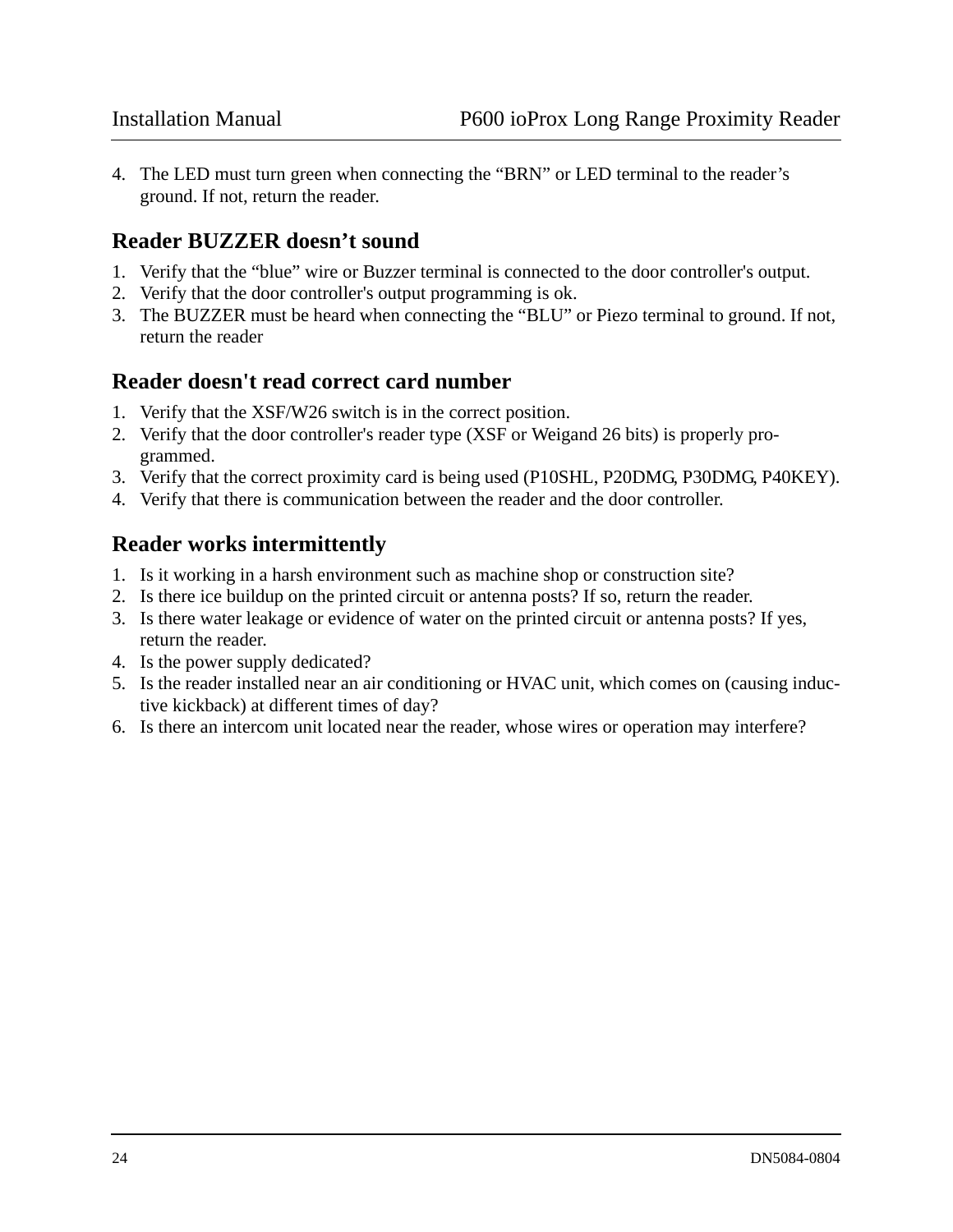4. The LED must turn green when connecting the "BRN" or LED terminal to the reader's ground. If not, return the reader.

## Reader BUZZER doesn't sound

1. Verify that the "blue" wire or Buzzer terminal is connected to the door controller's output.
2. Verify that the door controller's output programming is ok.
3. The BUZZER must be heard when connecting the "BLU" or Piezo terminal to ground. If not, return the reader

## Reader doesn't read correct card number

1. Verify that the XSF/W26 switch is in the correct position.
2. Verify that the door controller's reader type (XSF or Weigand 26 bits) is properly programmed.
3. Verify that the correct proximity card is being used (P10SHL, P20DMG, P30DMG, P40KEY).
4. Verify that there is communication between the reader and the door controller.

## Reader works intermittently

1. Is it working in a harsh environment such as machine shop or construction site?
2. Is there ice buildup on the printed circuit or antenna posts? If so, return the reader.
3. Is there water leakage or evidence of water on the printed circuit or antenna posts? If yes, return the reader.
4. Is the power supply dedicated?
5. Is the reader installed near an air conditioning or HVAC unit, which comes on (causing inductive kickback) at different times of day?
6. Is there an intercom unit located near the reader, whose wires or operation may interfere?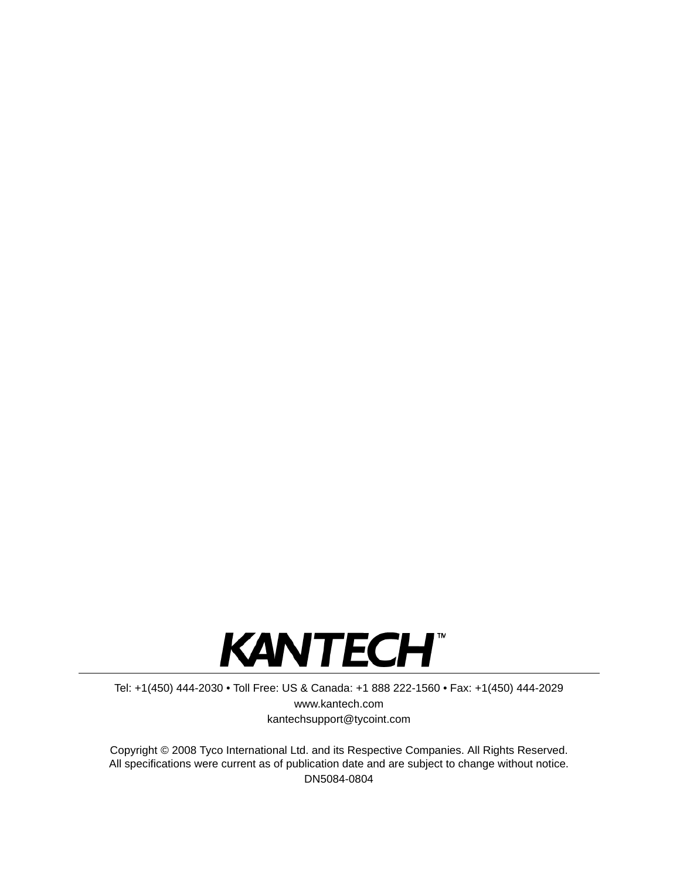KANTECH™

---

Tel: +1(450) 444-2030 • Toll Free: US & Canada: +1 888 222-1560 • Fax: +1(450) 444-2029

www.kantech.com

kantechsupport@tycoint.com

Copyright © 2008 Tyco International Ltd. and its Respective Companies. All Rights Reserved.
All specifications were current as of publication date and are subject to change without notice.

DN5084-0804